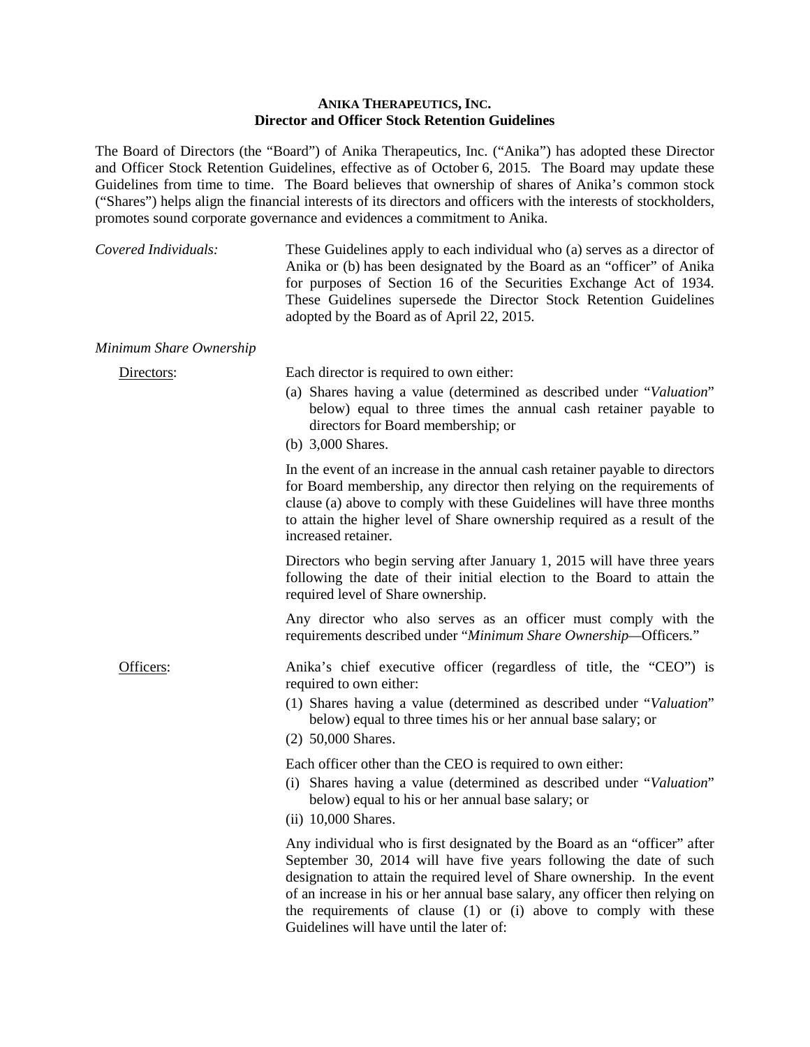**ANIKA THERAPEUTICS, INC.**
**Director and Officer Stock Retention Guidelines**

The Board of Directors (the "Board") of Anika Therapeutics, Inc. ("Anika") has adopted these Director and Officer Stock Retention Guidelines, effective as of October 6, 2015. The Board may update these Guidelines from time to time. The Board believes that ownership of shares of Anika's common stock ("Shares") helps align the financial interests of its directors and officers with the interests of stockholders, promotes sound corporate governance and evidences a commitment to Anika.

*Covered Individuals:*

These Guidelines apply to each individual who (a) serves as a director of Anika or (b) has been designated by the Board as an "officer" of Anika for purposes of Section 16 of the Securities Exchange Act of 1934. These Guidelines supersede the Director Stock Retention Guidelines adopted by the Board as of April 22, 2015.

*Minimum Share Ownership*

Directors:

Each director is required to own either:

(a) Shares having a value (determined as described under "*Valuation*" below) equal to three times the annual cash retainer payable to directors for Board membership; or

(b) 3,000 Shares.

In the event of an increase in the annual cash retainer payable to directors for Board membership, any director then relying on the requirements of clause (a) above to comply with these Guidelines will have three months to attain the higher level of Share ownership required as a result of the increased retainer.

Directors who begin serving after January 1, 2015 will have three years following the date of their initial election to the Board to attain the required level of Share ownership.

Any director who also serves as an officer must comply with the requirements described under "*Minimum Share Ownership*—Officers."

Officers:

Anika's chief executive officer (regardless of title, the "CEO") is required to own either:

(1) Shares having a value (determined as described under "*Valuation*" below) equal to three times his or her annual base salary; or

(2) 50,000 Shares.

Each officer other than the CEO is required to own either:

(i) Shares having a value (determined as described under "*Valuation*" below) equal to his or her annual base salary; or

(ii) 10,000 Shares.

Any individual who is first designated by the Board as an "officer" after September 30, 2014 will have five years following the date of such designation to attain the required level of Share ownership. In the event of an increase in his or her annual base salary, any officer then relying on the requirements of clause (1) or (i) above to comply with these Guidelines will have until the later of: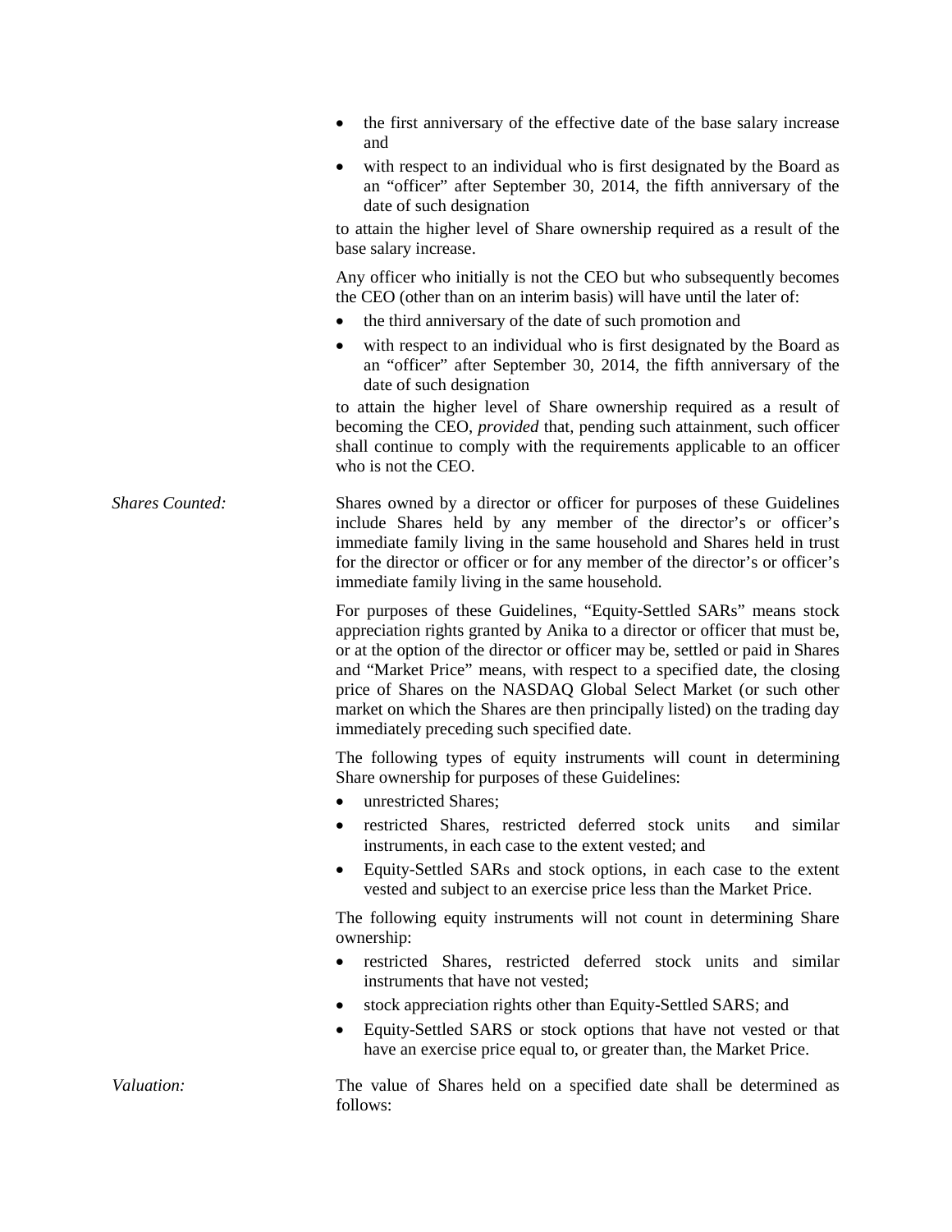- the first anniversary of the effective date of the base salary increase and
- with respect to an individual who is first designated by the Board as an "officer" after September 30, 2014, the fifth anniversary of the date of such designation

to attain the higher level of Share ownership required as a result of the base salary increase.

Any officer who initially is not the CEO but who subsequently becomes the CEO (other than on an interim basis) will have until the later of:

- the third anniversary of the date of such promotion and
- with respect to an individual who is first designated by the Board as an "officer" after September 30, 2014, the fifth anniversary of the date of such designation

to attain the higher level of Share ownership required as a result of becoming the CEO, *provided* that, pending such attainment, such officer shall continue to comply with the requirements applicable to an officer who is not the CEO.

*Shares Counted:*

Shares owned by a director or officer for purposes of these Guidelines include Shares held by any member of the director's or officer's immediate family living in the same household and Shares held in trust for the director or officer or for any member of the director's or officer's immediate family living in the same household.

For purposes of these Guidelines, "Equity-Settled SARs" means stock appreciation rights granted by Anika to a director or officer that must be, or at the option of the director or officer may be, settled or paid in Shares and "Market Price" means, with respect to a specified date, the closing price of Shares on the NASDAQ Global Select Market (or such other market on which the Shares are then principally listed) on the trading day immediately preceding such specified date.

The following types of equity instruments will count in determining Share ownership for purposes of these Guidelines:

- unrestricted Shares;
- restricted Shares, restricted deferred stock units and similar instruments, in each case to the extent vested; and
- Equity-Settled SARs and stock options, in each case to the extent vested and subject to an exercise price less than the Market Price.

The following equity instruments will not count in determining Share ownership:

- restricted Shares, restricted deferred stock units and similar instruments that have not vested;
- stock appreciation rights other than Equity-Settled SARS; and
- Equity-Settled SARS or stock options that have not vested or that have an exercise price equal to, or greater than, the Market Price.

*Valuation:*

The value of Shares held on a specified date shall be determined as follows: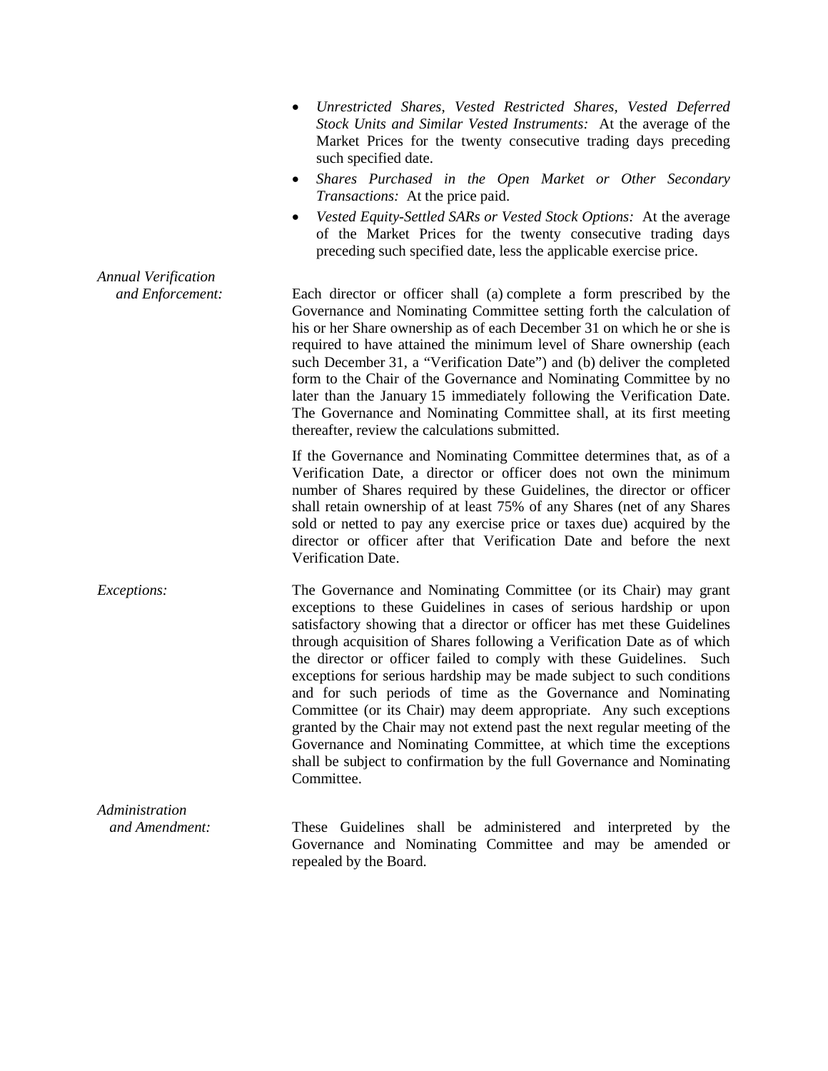- *Unrestricted Shares, Vested Restricted Shares, Vested Deferred Stock Units and Similar Vested Instruments:* At the average of the Market Prices for the twenty consecutive trading days preceding such specified date.
- *Shares Purchased in the Open Market or Other Secondary Transactions:* At the price paid.
- *Vested Equity-Settled SARs or Vested Stock Options:* At the average of the Market Prices for the twenty consecutive trading days preceding such specified date, less the applicable exercise price.

*Annual Verification and Enforcement:*

Each director or officer shall (a) complete a form prescribed by the Governance and Nominating Committee setting forth the calculation of his or her Share ownership as of each December 31 on which he or she is required to have attained the minimum level of Share ownership (each such December 31, a "Verification Date") and (b) deliver the completed form to the Chair of the Governance and Nominating Committee by no later than the January 15 immediately following the Verification Date. The Governance and Nominating Committee shall, at its first meeting thereafter, review the calculations submitted.

If the Governance and Nominating Committee determines that, as of a Verification Date, a director or officer does not own the minimum number of Shares required by these Guidelines, the director or officer shall retain ownership of at least 75% of any Shares (net of any Shares sold or netted to pay any exercise price or taxes due) acquired by the director or officer after that Verification Date and before the next Verification Date.

*Exceptions:*

The Governance and Nominating Committee (or its Chair) may grant exceptions to these Guidelines in cases of serious hardship or upon satisfactory showing that a director or officer has met these Guidelines through acquisition of Shares following a Verification Date as of which the director or officer failed to comply with these Guidelines. Such exceptions for serious hardship may be made subject to such conditions and for such periods of time as the Governance and Nominating Committee (or its Chair) may deem appropriate. Any such exceptions granted by the Chair may not extend past the next regular meeting of the Governance and Nominating Committee, at which time the exceptions shall be subject to confirmation by the full Governance and Nominating Committee.

*Administration and Amendment:*

These Guidelines shall be administered and interpreted by the Governance and Nominating Committee and may be amended or repealed by the Board.